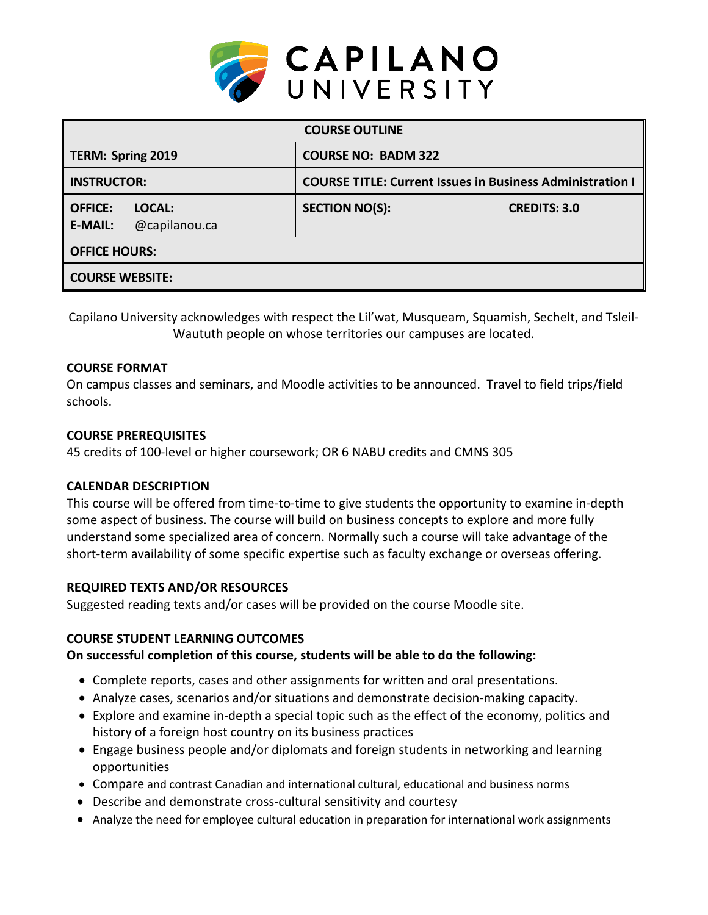CAPILANO UNIVERSITY

| COURSE OUTLINE | | |
|---|---|---|
| **TERM: Spring 2019** | **COURSE NO: BADM 322** | |
| **INSTRUCTOR:** | **COURSE TITLE: Current Issues in Business Administration I** | |
| **OFFICE: LOCAL:**<br>**E-MAIL:** @capilanou.ca | **SECTION NO(S):** | **CREDITS: 3.0** |
| **OFFICE HOURS:** | | |
| **COURSE WEBSITE:** | | |

Capilano University acknowledges with respect the Lil'wat, Musqueam, Squamish, Sechelt, and Tsleil-Waututh people on whose territories our campuses are located.

### COURSE FORMAT

On campus classes and seminars, and Moodle activities to be announced. Travel to field trips/field schools.

### COURSE PREREQUISITES

45 credits of 100-level or higher coursework; OR 6 NABU credits and CMNS 305

### CALENDAR DESCRIPTION

This course will be offered from time-to-time to give students the opportunity to examine in-depth some aspect of business. The course will build on business concepts to explore and more fully understand some specialized area of concern. Normally such a course will take advantage of the short-term availability of some specific expertise such as faculty exchange or overseas offering.

### REQUIRED TEXTS AND/OR RESOURCES

Suggested reading texts and/or cases will be provided on the course Moodle site.

### COURSE STUDENT LEARNING OUTCOMES

**On successful completion of this course, students will be able to do the following:**

- Complete reports, cases and other assignments for written and oral presentations.
- Analyze cases, scenarios and/or situations and demonstrate decision-making capacity.
- Explore and examine in-depth a special topic such as the effect of the economy, politics and history of a foreign host country on its business practices
- Engage business people and/or diplomats and foreign students in networking and learning opportunities
- Compare and contrast Canadian and international cultural, educational and business norms
- Describe and demonstrate cross-cultural sensitivity and courtesy
- Analyze the need for employee cultural education in preparation for international work assignments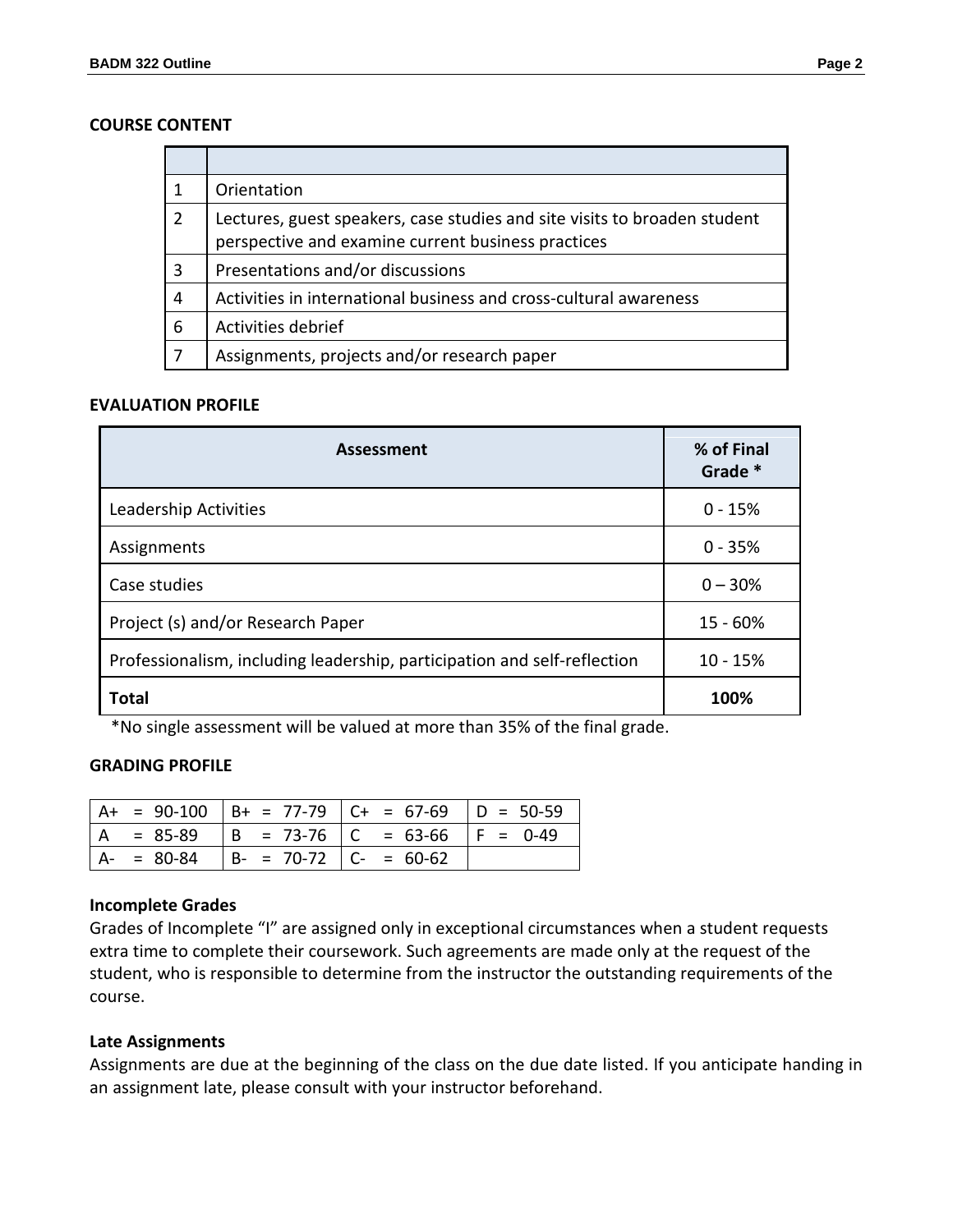## COURSE CONTENT

| | |
|---|---|
| 1 | Orientation |
| 2 | Lectures, guest speakers, case studies and site visits to broaden student perspective and examine current business practices |
| 3 | Presentations and/or discussions |
| 4 | Activities in international business and cross-cultural awareness |
| 6 | Activities debrief |
| 7 | Assignments, projects and/or research paper |

## EVALUATION PROFILE

| Assessment | % of Final Grade * |
|---|---|
| Leadership Activities | 0 - 15% |
| Assignments | 0 - 35% |
| Case studies | 0 – 30% |
| Project (s) and/or Research Paper | 15 - 60% |
| Professionalism, including leadership, participation and self-reflection | 10 - 15% |
| **Total** | **100%** |

*No single assessment will be valued at more than 35% of the final grade.

## GRADING PROFILE

| | | | |
|---|---|---|---|
| A+ = 90-100 | B+ = 77-79 | C+ = 67-69 | D = 50-59 |
| A = 85-89 | B = 73-76 | C = 63-66 | F = 0-49 |
| A- = 80-84 | B- = 70-72 | C- = 60-62 | |

### Incomplete Grades

Grades of Incomplete "I" are assigned only in exceptional circumstances when a student requests extra time to complete their coursework. Such agreements are made only at the request of the student, who is responsible to determine from the instructor the outstanding requirements of the course.

### Late Assignments

Assignments are due at the beginning of the class on the due date listed. If you anticipate handing in an assignment late, please consult with your instructor beforehand.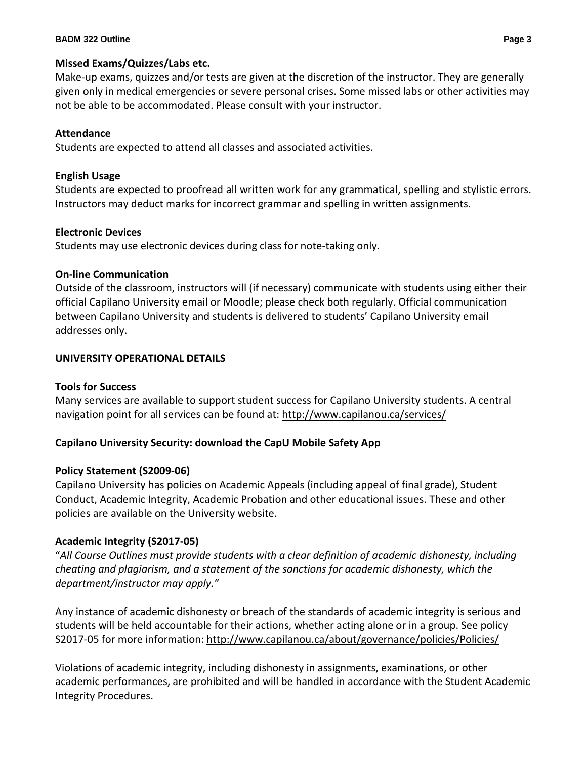**Missed Exams/Quizzes/Labs etc.**

Make-up exams, quizzes and/or tests are given at the discretion of the instructor. They are generally given only in medical emergencies or severe personal crises. Some missed labs or other activities may not be able to be accommodated. Please consult with your instructor.

**Attendance**

Students are expected to attend all classes and associated activities.

**English Usage**

Students are expected to proofread all written work for any grammatical, spelling and stylistic errors. Instructors may deduct marks for incorrect grammar and spelling in written assignments.

**Electronic Devices**

Students may use electronic devices during class for note-taking only.

**On-line Communication**

Outside of the classroom, instructors will (if necessary) communicate with students using either their official Capilano University email or Moodle; please check both regularly. Official communication between Capilano University and students is delivered to students' Capilano University email addresses only.

**UNIVERSITY OPERATIONAL DETAILS**

**Tools for Success**

Many services are available to support student success for Capilano University students. A central navigation point for all services can be found at: http://www.capilanou.ca/services/

**Capilano University Security: download the CapU Mobile Safety App**

**Policy Statement (S2009-06)**

Capilano University has policies on Academic Appeals (including appeal of final grade), Student Conduct, Academic Integrity, Academic Probation and other educational issues. These and other policies are available on the University website.

**Academic Integrity (S2017-05)**

"*All Course Outlines must provide students with a clear definition of academic dishonesty, including cheating and plagiarism, and a statement of the sanctions for academic dishonesty, which the department/instructor may apply."*

Any instance of academic dishonesty or breach of the standards of academic integrity is serious and students will be held accountable for their actions, whether acting alone or in a group. See policy S2017-05 for more information: http://www.capilanou.ca/about/governance/policies/Policies/

Violations of academic integrity, including dishonesty in assignments, examinations, or other academic performances, are prohibited and will be handled in accordance with the Student Academic Integrity Procedures.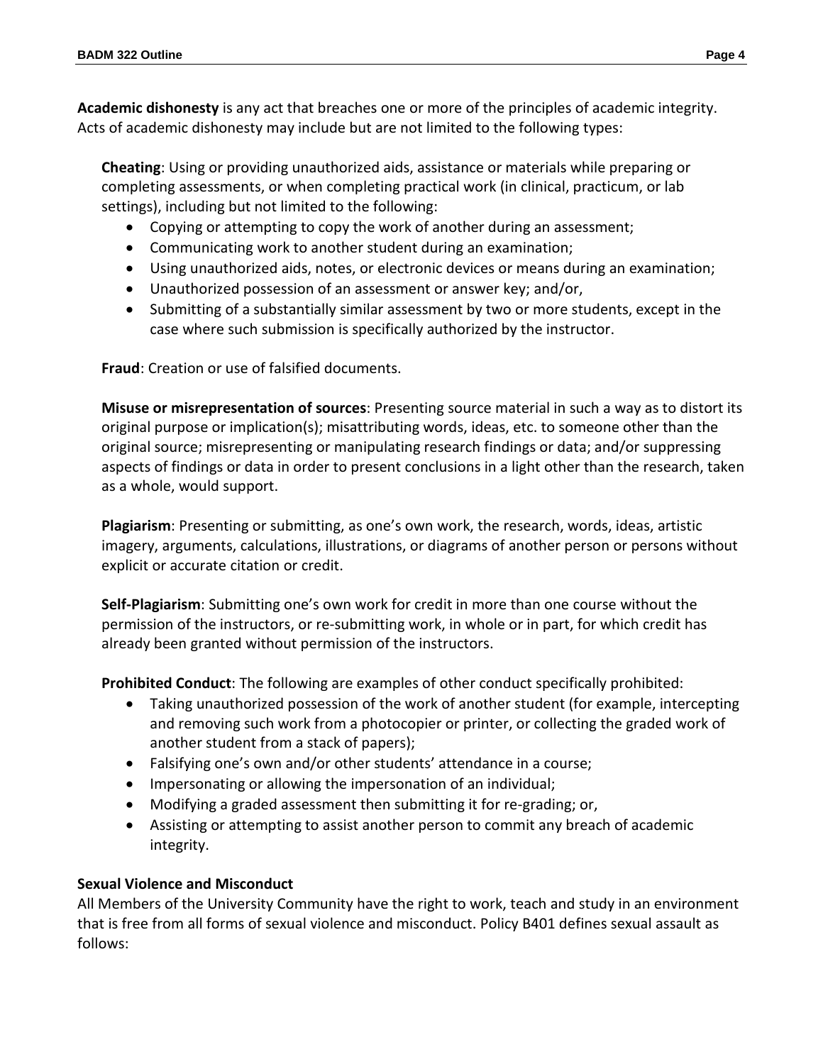**Academic dishonesty** is any act that breaches one or more of the principles of academic integrity. Acts of academic dishonesty may include but are not limited to the following types:

**Cheating**: Using or providing unauthorized aids, assistance or materials while preparing or completing assessments, or when completing practical work (in clinical, practicum, or lab settings), including but not limited to the following:

- Copying or attempting to copy the work of another during an assessment;
- Communicating work to another student during an examination;
- Using unauthorized aids, notes, or electronic devices or means during an examination;
- Unauthorized possession of an assessment or answer key; and/or,
- Submitting of a substantially similar assessment by two or more students, except in the case where such submission is specifically authorized by the instructor.

**Fraud**: Creation or use of falsified documents.

**Misuse or misrepresentation of sources**: Presenting source material in such a way as to distort its original purpose or implication(s); misattributing words, ideas, etc. to someone other than the original source; misrepresenting or manipulating research findings or data; and/or suppressing aspects of findings or data in order to present conclusions in a light other than the research, taken as a whole, would support.

**Plagiarism**: Presenting or submitting, as one's own work, the research, words, ideas, artistic imagery, arguments, calculations, illustrations, or diagrams of another person or persons without explicit or accurate citation or credit.

**Self-Plagiarism**: Submitting one's own work for credit in more than one course without the permission of the instructors, or re-submitting work, in whole or in part, for which credit has already been granted without permission of the instructors.

**Prohibited Conduct**: The following are examples of other conduct specifically prohibited:

- Taking unauthorized possession of the work of another student (for example, intercepting and removing such work from a photocopier or printer, or collecting the graded work of another student from a stack of papers);
- Falsifying one's own and/or other students' attendance in a course;
- Impersonating or allowing the impersonation of an individual;
- Modifying a graded assessment then submitting it for re-grading; or,
- Assisting or attempting to assist another person to commit any breach of academic integrity.

### Sexual Violence and Misconduct

All Members of the University Community have the right to work, teach and study in an environment that is free from all forms of sexual violence and misconduct. Policy B401 defines sexual assault as follows: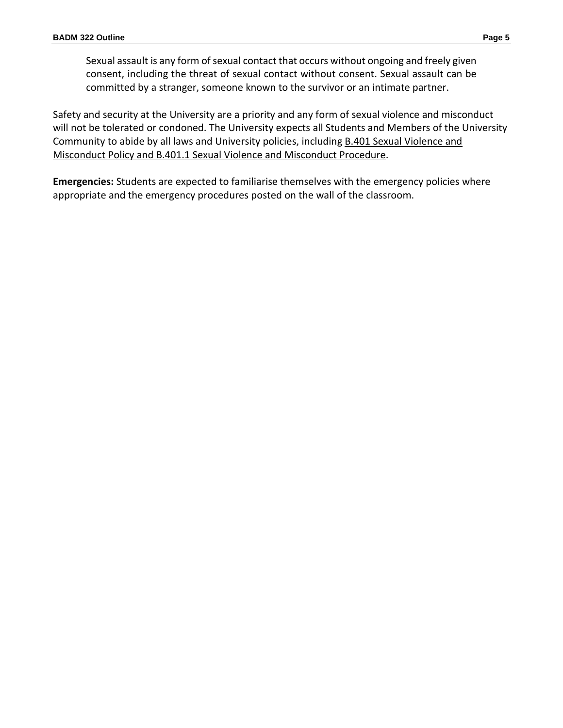> Sexual assault is any form of sexual contact that occurs without ongoing and freely given consent, including the threat of sexual contact without consent. Sexual assault can be committed by a stranger, someone known to the survivor or an intimate partner.

Safety and security at the University are a priority and any form of sexual violence and misconduct will not be tolerated or condoned. The University expects all Students and Members of the University Community to abide by all laws and University policies, including B.401 Sexual Violence and Misconduct Policy and B.401.1 Sexual Violence and Misconduct Procedure.

**Emergencies:** Students are expected to familiarise themselves with the emergency policies where appropriate and the emergency procedures posted on the wall of the classroom.